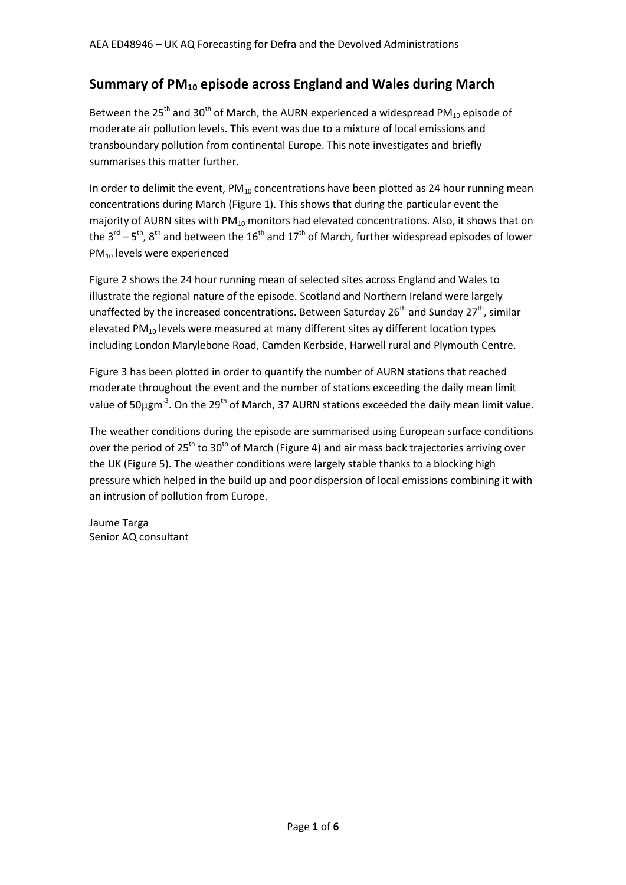## Summary of $PM_{10}$ episode across England and Wales during March

Between the 25th and 30th of March, the AURN experienced a widespread $PM_{10}$ episode of moderate air pollution levels. This event was due to a mixture of local emissions and transboundary pollution from continental Europe. This note investigates and briefly summarises this matter further.

In order to delimit the event, $PM_{10}$ concentrations have been plotted as 24 hour running mean concentrations during March (Figure 1). This shows that during the particular event the majority of AURN sites with $PM_{10}$ monitors had elevated concentrations. Also, it shows that on the 3rd – 5th, 8th and between the 16th and 17th of March, further widespread episodes of lower $PM_{10}$ levels were experienced

Figure 2 shows the 24 hour running mean of selected sites across England and Wales to illustrate the regional nature of the episode. Scotland and Northern Ireland were largely unaffected by the increased concentrations. Between Saturday 26th and Sunday 27th, similar elevated $PM_{10}$ levels were measured at many different sites ay different location types including London Marylebone Road, Camden Kerbside, Harwell rural and Plymouth Centre.

Figure 3 has been plotted in order to quantify the number of AURN stations that reached moderate throughout the event and the number of stations exceeding the daily mean limit value of $50\mu gm^{-3}$. On the 29th of March, 37 AURN stations exceeded the daily mean limit value.

The weather conditions during the episode are summarised using European surface conditions over the period of 25th to 30th of March (Figure 4) and air mass back trajectories arriving over the UK (Figure 5). The weather conditions were largely stable thanks to a blocking high pressure which helped in the build up and poor dispersion of local emissions combining it with an intrusion of pollution from Europe.

Jaume Targa
Senior AQ consultant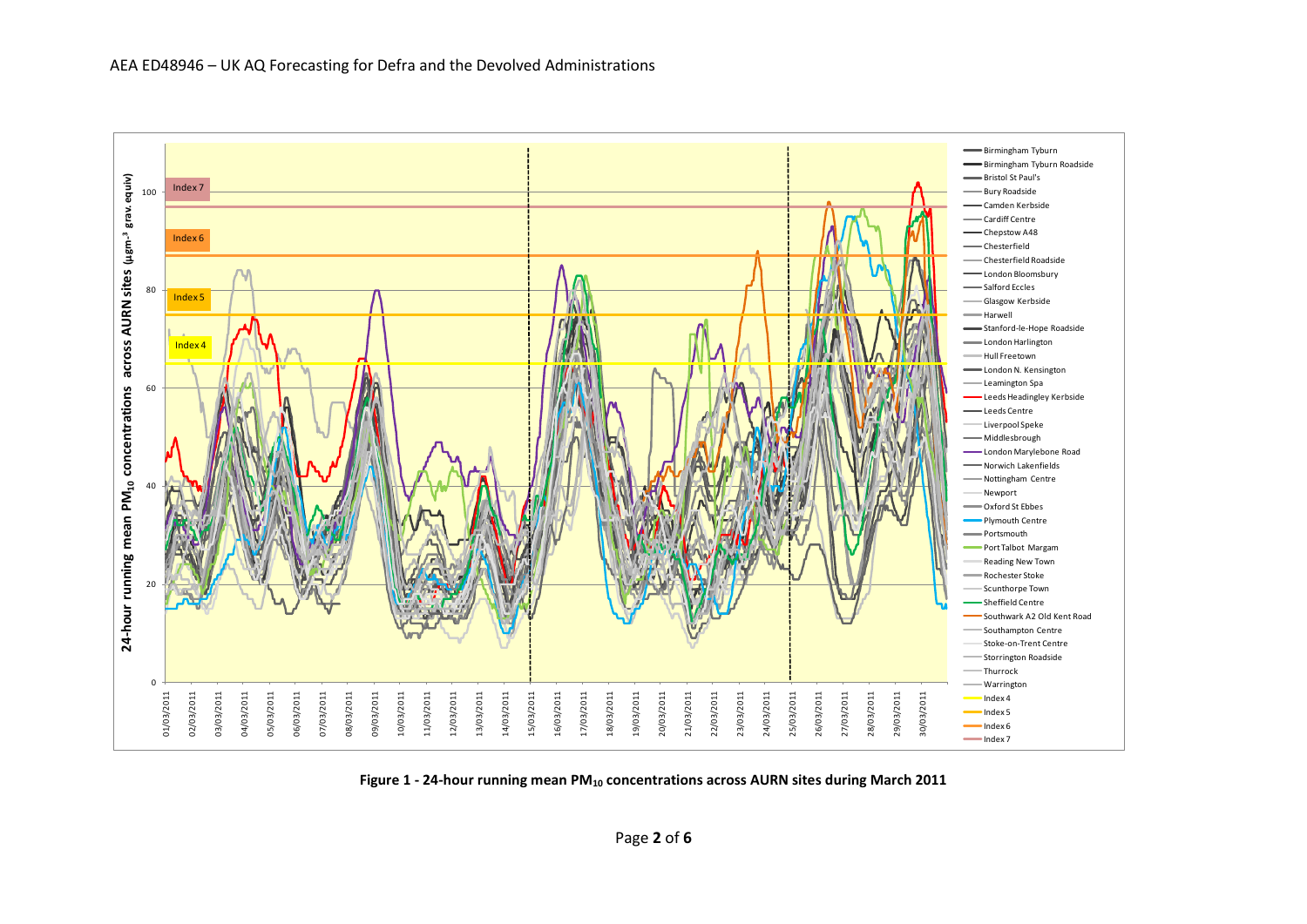**Figure 1 - 24-hour running mean $PM_{10}$ concentrations across AURN sites during March 2011**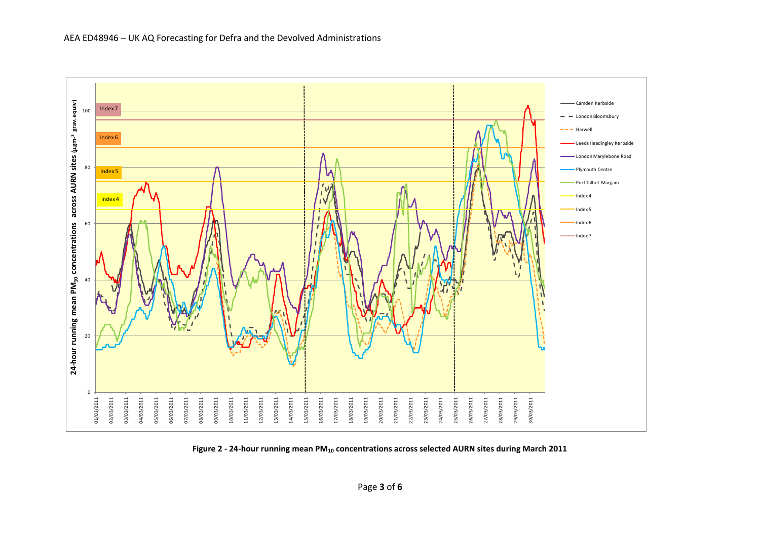Figure 2 - 24-hour running mean $PM_{10}$ concentrations across selected AURN sites during March 2011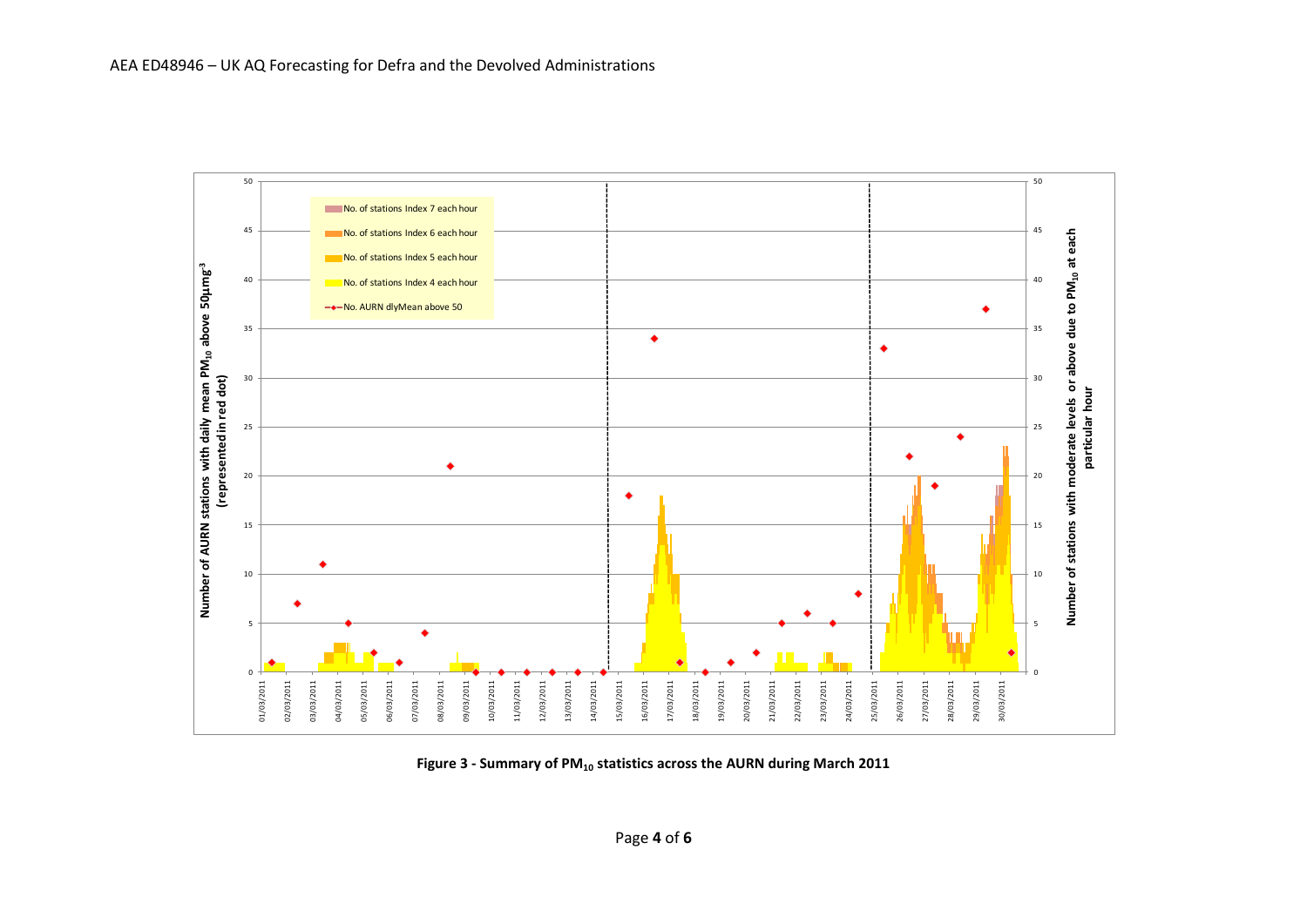Figure 3 - Summary of $PM_{10}$ statistics across the AURN during March 2011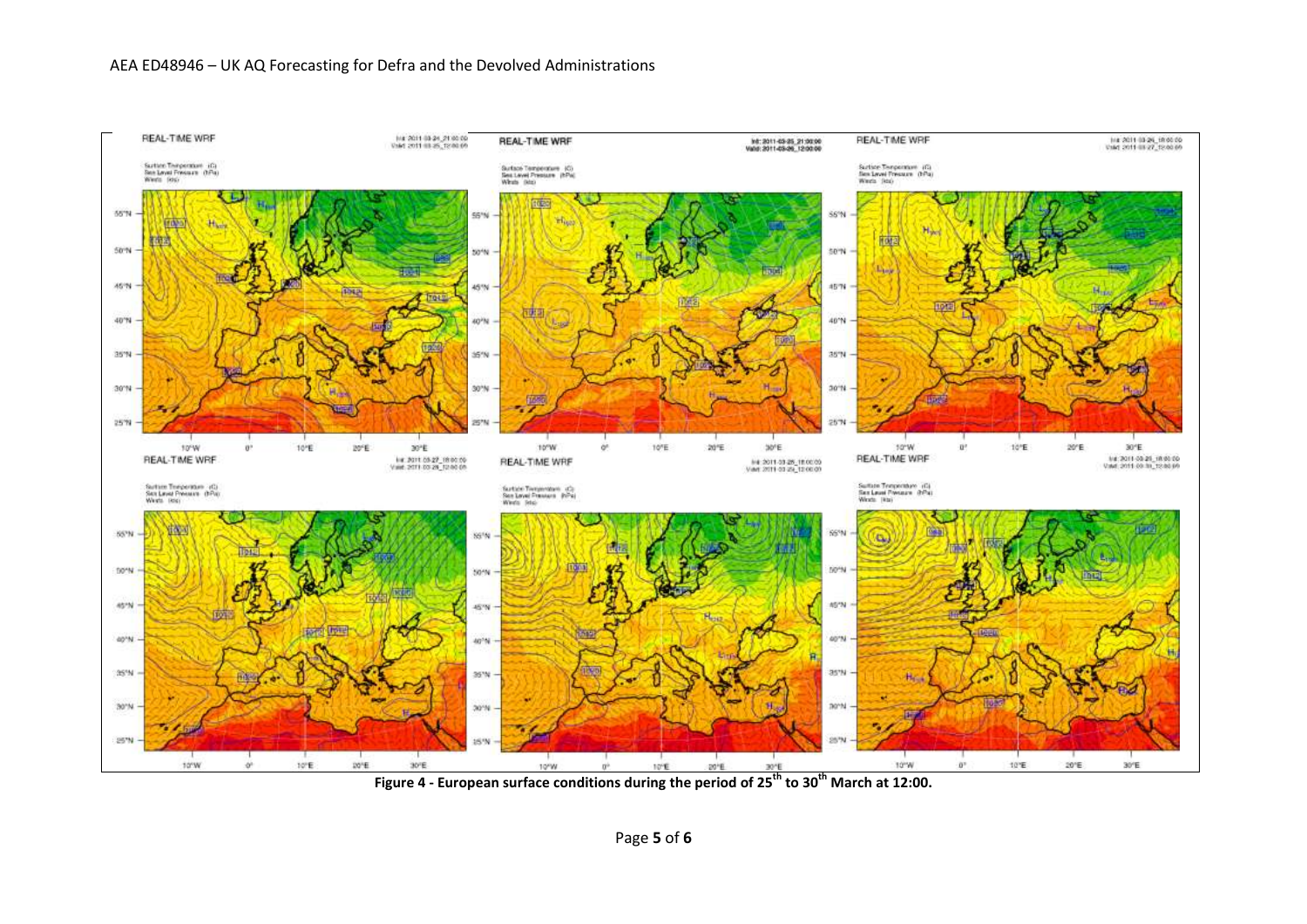**Figure 4 - European surface conditions during the period of 25th to 30th March at 12:00.**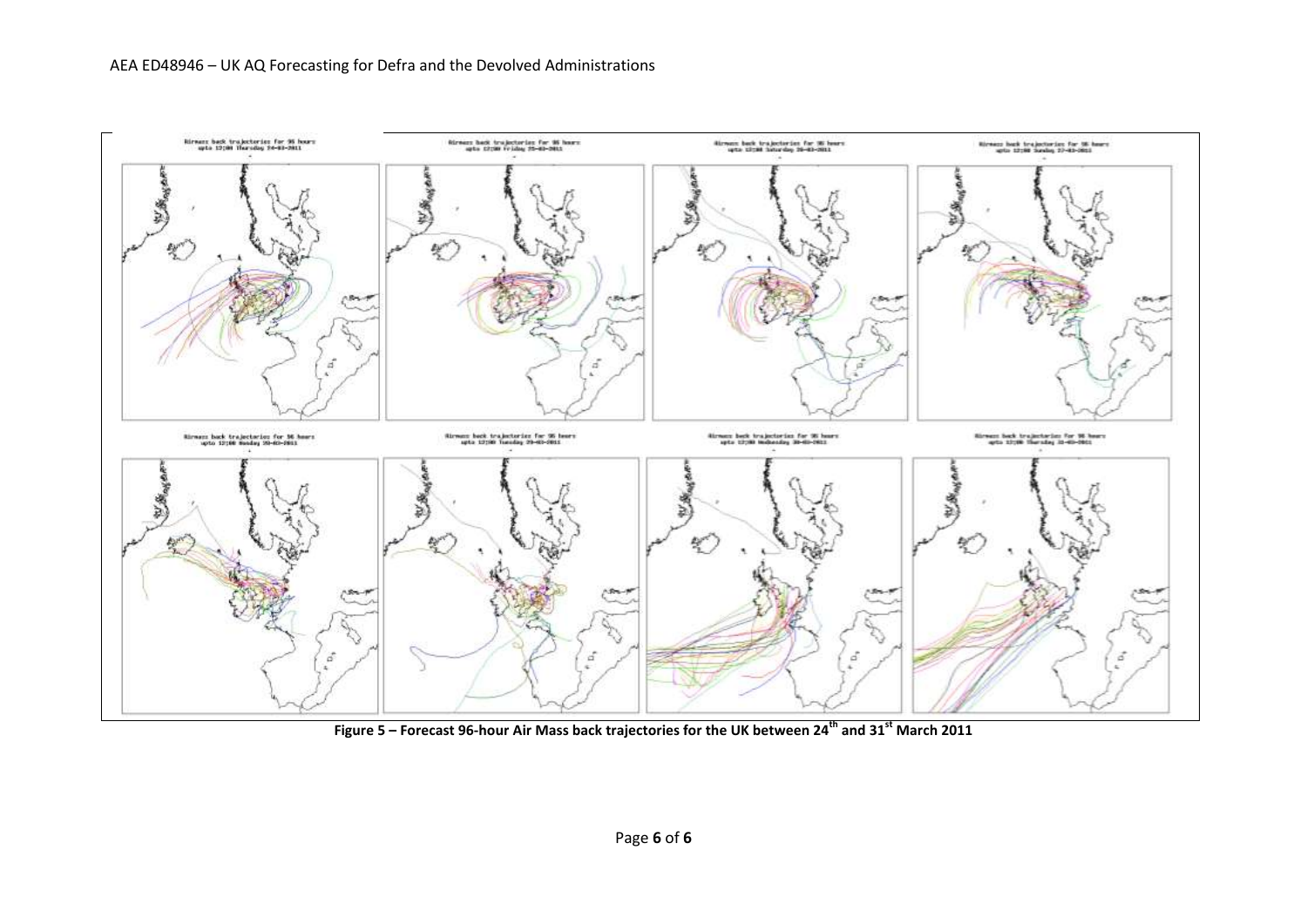Airmass back trajectories for 96 hours
upto 12:00 Thursday 24-03-2011

Airmass back trajectories for 96 hours
upto 12:00 Friday 25-03-2011

Airmass back trajectories for 96 hours
upto 12:00 Saturday 26-03-2011

Airmass back trajectories for 96 hours
upto 12:00 Sunday 27-03-2011

Airmass back trajectories for 96 hours
upto 12:00 Monday 28-03-2011

Airmass back trajectories for 96 hours
upto 12:00 Tuesday 29-03-2011

Airmass back trajectories for 96 hours
upto 12:00 Wednesday 30-03-2011

Airmass back trajectories for 96 hours
upto 12:00 Thursday 31-03-2011

**Figure 5 – Forecast 96-hour Air Mass back trajectories for the UK between 24th and 31st March 2011**